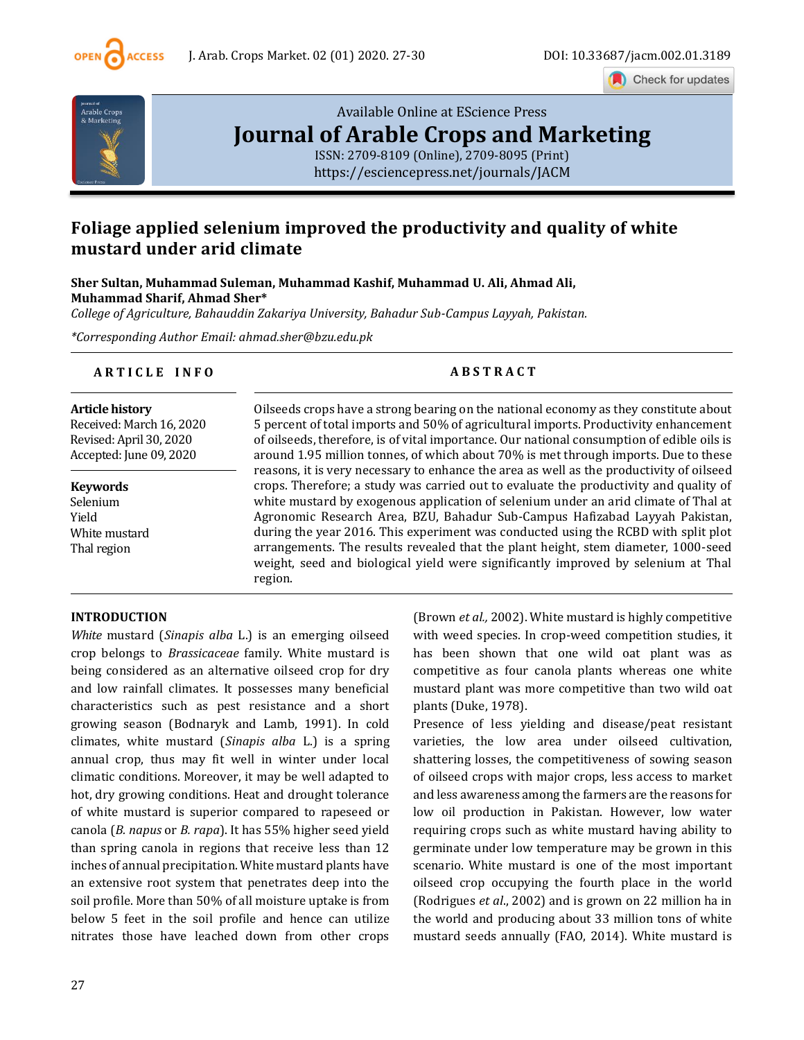Available Online at EScience Press

# Journal of Arable Crops and Marketing

ISSN: 2709-8109 (Online), 2709-8095 (Print)
https://esciencepress.net/journals/JACM

## Foliage applied selenium improved the productivity and quality of white mustard under arid climate

**Sher Sultan, Muhammad Suleman, Muhammad Kashif, Muhammad U. Ali, Ahmad Ali, Muhammad Sharif, Ahmad Sher***

*College of Agriculture, Bahauddin Zakariya University, Bahadur Sub-Campus Layyah, Pakistan.*

**Corresponding Author Email: ahmad.sher@bzu.edu.pk*

### ARTICLE INFO

**Article history**
Received: March 16, 2020
Revised: April 30, 2020
Accepted: June 09, 2020

**Keywords**
Selenium
Yield
White mustard
Thal region

### ABSTRACT

Oilseeds crops have a strong bearing on the national economy as they constitute about 5 percent of total imports and 50% of agricultural imports. Productivity enhancement of oilseeds, therefore, is of vital importance. Our national consumption of edible oils is around 1.95 million tonnes, of which about 70% is met through imports. Due to these reasons, it is very necessary to enhance the area as well as the productivity of oilseed crops. Therefore; a study was carried out to evaluate the productivity and quality of white mustard by exogenous application of selenium under an arid climate of Thal at Agronomic Research Area, BZU, Bahadur Sub-Campus Hafizabad Layyah Pakistan, during the year 2016. This experiment was conducted using the RCBD with split plot arrangements. The results revealed that the plant height, stem diameter, 1000-seed weight, seed and biological yield were significantly improved by selenium at Thal region.

## INTRODUCTION

*White* mustard (*Sinapis alba* L.) is an emerging oilseed crop belongs to *Brassicaceae* family. White mustard is being considered as an alternative oilseed crop for dry and low rainfall climates. It possesses many beneficial characteristics such as pest resistance and a short growing season (Bodnaryk and Lamb, 1991). In cold climates, white mustard (*Sinapis alba* L.) is a spring annual crop, thus may fit well in winter under local climatic conditions. Moreover, it may be well adapted to hot, dry growing conditions. Heat and drought tolerance of white mustard is superior compared to rapeseed or canola (*B. napus* or *B. rapa*). It has 55% higher seed yield than spring canola in regions that receive less than 12 inches of annual precipitation. White mustard plants have an extensive root system that penetrates deep into the soil profile. More than 50% of all moisture uptake is from below 5 feet in the soil profile and hence can utilize nitrates those have leached down from other crops (Brown *et al.,* 2002). White mustard is highly competitive with weed species. In crop-weed competition studies, it has been shown that one wild oat plant was as competitive as four canola plants whereas one white mustard plant was more competitive than two wild oat plants (Duke, 1978).

Presence of less yielding and disease/peat resistant varieties, the low area under oilseed cultivation, shattering losses, the competitiveness of sowing season of oilseed crops with major crops, less access to market and less awareness among the farmers are the reasons for low oil production in Pakistan. However, low water requiring crops such as white mustard having ability to germinate under low temperature may be grown in this scenario. White mustard is one of the most important oilseed crop occupying the fourth place in the world (Rodrigues *et al*., 2002) and is grown on 22 million ha in the world and producing about 33 million tons of white mustard seeds annually (FAO, 2014). White mustard is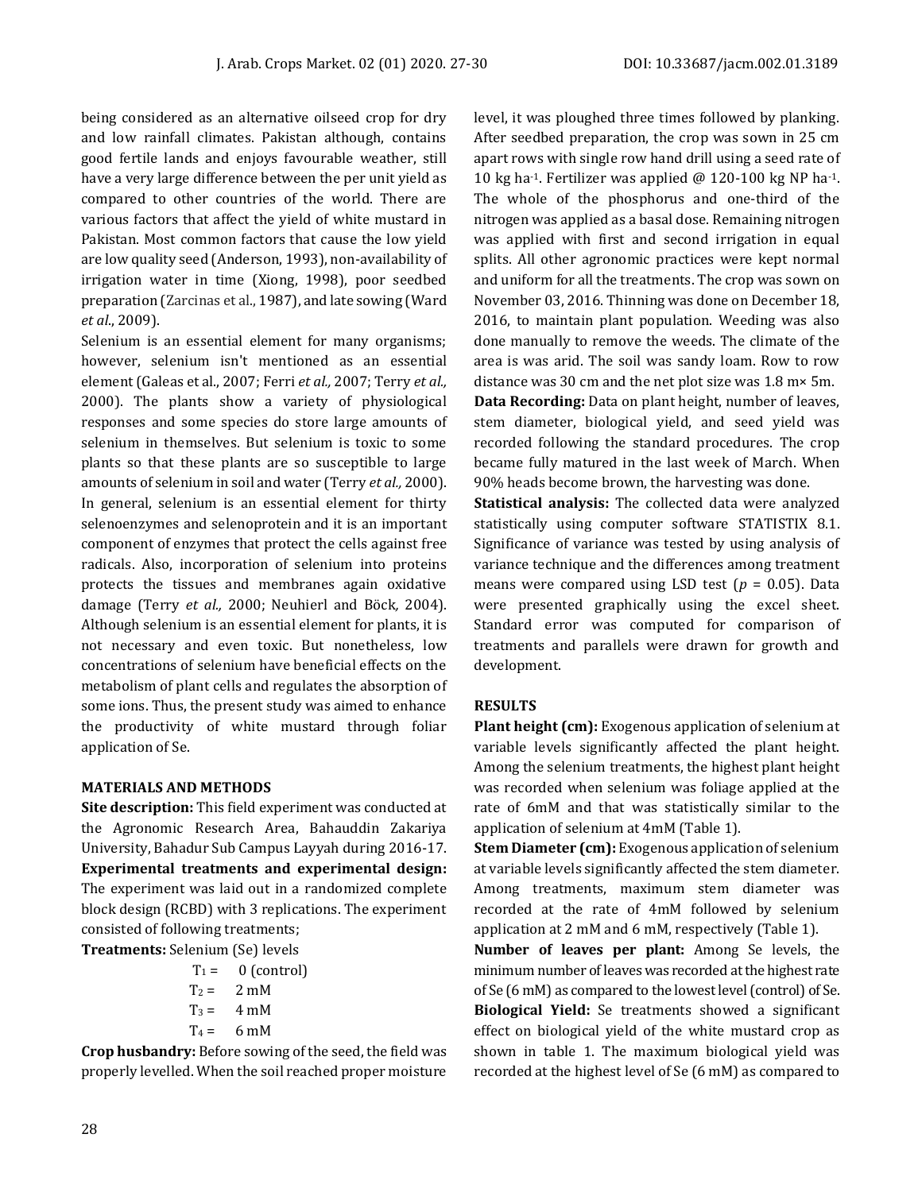being considered as an alternative oilseed crop for dry and low rainfall climates. Pakistan although, contains good fertile lands and enjoys favourable weather, still have a very large difference between the per unit yield as compared to other countries of the world. There are various factors that affect the yield of white mustard in Pakistan. Most common factors that cause the low yield are low quality seed (Anderson, 1993), non-availability of irrigation water in time (Xiong, 1998), poor seedbed preparation (Zarcinas et al., 1987), and late sowing (Ward *et al*., 2009).

Selenium is an essential element for many organisms; however, selenium isn't mentioned as an essential element (Galeas et al., 2007; Ferri *et al.,* 2007; Terry *et al.,* 2000). The plants show a variety of physiological responses and some species do store large amounts of selenium in themselves. But selenium is toxic to some plants so that these plants are so susceptible to large amounts of selenium in soil and water (Terry *et al.,* 2000). In general, selenium is an essential element for thirty selenoenzymes and selenoprotein and it is an important component of enzymes that protect the cells against free radicals. Also, incorporation of selenium into proteins protects the tissues and membranes again oxidative damage (Terry *et al.,* 2000; Neuhierl and Böck*,* 2004). Although selenium is an essential element for plants, it is not necessary and even toxic. But nonetheless, low concentrations of selenium have beneficial effects on the metabolism of plant cells and regulates the absorption of some ions. Thus, the present study was aimed to enhance the productivity of white mustard through foliar application of Se.

## MATERIALS AND METHODS

**Site description:** This field experiment was conducted at the Agronomic Research Area, Bahauddin Zakariya University, Bahadur Sub Campus Layyah during 2016-17.

**Experimental treatments and experimental design:** The experiment was laid out in a randomized complete block design (RCBD) with 3 replications. The experiment consisted of following treatments;

**Treatments:** Selenium (Se) levels

$T_1$ = 0 (control)
$T_2$ = 2 mM
$T_3$ = 4 mM
$T_4$ = 6 mM

**Crop husbandry:** Before sowing of the seed, the field was properly levelled. When the soil reached proper moisture level, it was ploughed three times followed by planking. After seedbed preparation, the crop was sown in 25 cm apart rows with single row hand drill using a seed rate of 10 kg ha$^{-1}$. Fertilizer was applied @ 120-100 kg NP ha$^{-1}$. The whole of the phosphorus and one-third of the nitrogen was applied as a basal dose. Remaining nitrogen was applied with first and second irrigation in equal splits. All other agronomic practices were kept normal and uniform for all the treatments. The crop was sown on November 03, 2016. Thinning was done on December 18, 2016, to maintain plant population. Weeding was also done manually to remove the weeds. The climate of the area is was arid. The soil was sandy loam. Row to row distance was 30 cm and the net plot size was 1.8 m× 5m.

**Data Recording:** Data on plant height, number of leaves, stem diameter, biological yield, and seed yield was recorded following the standard procedures. The crop became fully matured in the last week of March. When 90% heads become brown, the harvesting was done.

**Statistical analysis:** The collected data were analyzed statistically using computer software STATISTIX 8.1. Significance of variance was tested by using analysis of variance technique and the differences among treatment means were compared using LSD test ($p$ = 0.05). Data were presented graphically using the excel sheet. Standard error was computed for comparison of treatments and parallels were drawn for growth and development.

## RESULTS

**Plant height (cm):** Exogenous application of selenium at variable levels significantly affected the plant height. Among the selenium treatments, the highest plant height was recorded when selenium was foliage applied at the rate of 6mM and that was statistically similar to the application of selenium at 4mM (Table 1).

**Stem Diameter (cm):** Exogenous application of selenium at variable levels significantly affected the stem diameter. Among treatments, maximum stem diameter was recorded at the rate of 4mM followed by selenium application at 2 mM and 6 mM, respectively (Table 1).

**Number of leaves per plant:** Among Se levels, the minimum number of leaves was recorded at the highest rate of Se (6 mM) as compared to the lowest level (control) of Se.

**Biological Yield:** Se treatments showed a significant effect on biological yield of the white mustard crop as shown in table 1. The maximum biological yield was recorded at the highest level of Se (6 mM) as compared to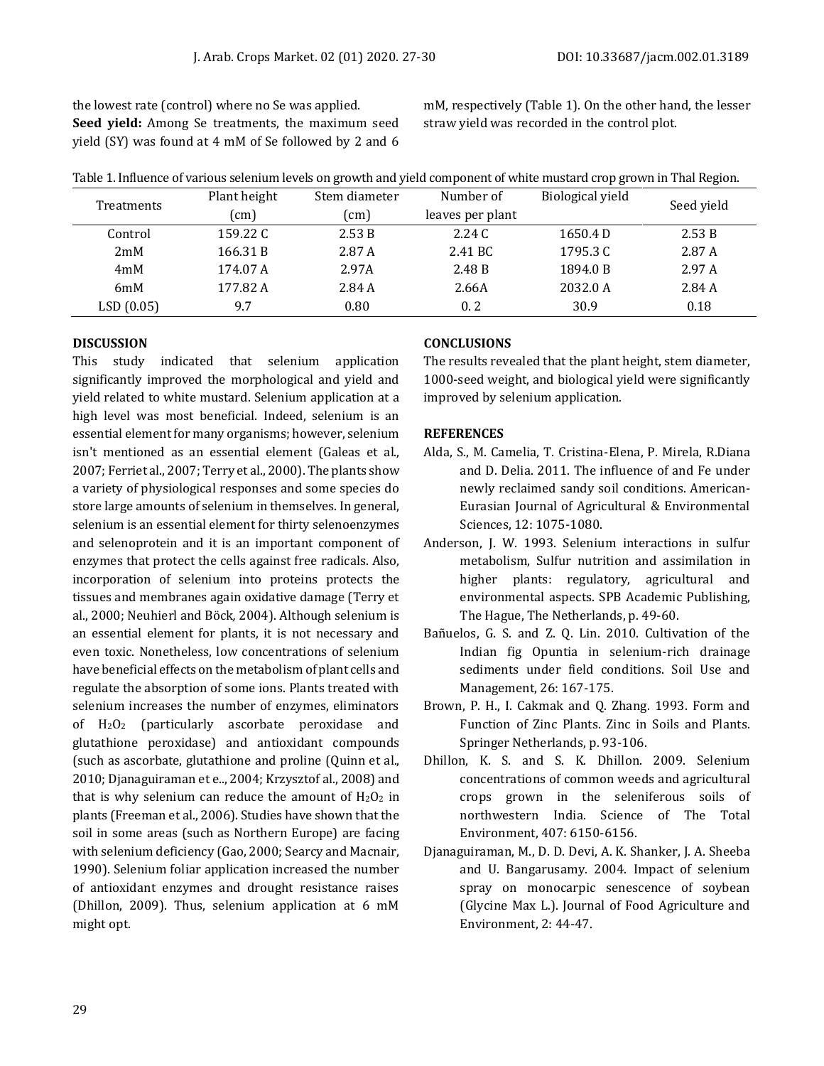the lowest rate (control) where no Se was applied.

**Seed yield:** Among Se treatments, the maximum seed yield (SY) was found at 4 mM of Se followed by 2 and 6 mM, respectively (Table 1). On the other hand, the lesser straw yield was recorded in the control plot.

Table 1. Influence of various selenium levels on growth and yield component of white mustard crop grown in Thal Region.

| Treatments | Plant height (cm) | Stem diameter (cm) | Number of leaves per plant | Biological yield | Seed yield |
|---|---|---|---|---|---|
| Control | 159.22 C | 2.53 B | 2.24 C | 1650.4 D | 2.53 B |
| 2mM | 166.31 B | 2.87 A | 2.41 BC | 1795.3 C | 2.87 A |
| 4mM | 174.07 A | 2.97A | 2.48 B | 1894.0 B | 2.97 A |
| 6mM | 177.82 A | 2.84 A | 2.66A | 2032.0 A | 2.84 A |
| LSD (0.05) | 9.7 | 0.80 | 0. 2 | 30.9 | 0.18 |

## DISCUSSION

This study indicated that selenium application significantly improved the morphological and yield and yield related to white mustard. Selenium application at a high level was most beneficial. Indeed, selenium is an essential element for many organisms; however, selenium isn't mentioned as an essential element (Galeas et al., 2007; Ferriet al., 2007; Terry et al., 2000). The plants show a variety of physiological responses and some species do store large amounts of selenium in themselves. In general, selenium is an essential element for thirty selenoenzymes and selenoprotein and it is an important component of enzymes that protect the cells against free radicals. Also, incorporation of selenium into proteins protects the tissues and membranes again oxidative damage (Terry et al., 2000; Neuhierl and Böck, 2004). Although selenium is an essential element for plants, it is not necessary and even toxic. Nonetheless, low concentrations of selenium have beneficial effects on the metabolism of plant cells and regulate the absorption of some ions. Plants treated with selenium increases the number of enzymes, eliminators of $H_2O_2$ (particularly ascorbate peroxidase and glutathione peroxidase) and antioxidant compounds (such as ascorbate, glutathione and proline (Quinn et al., 2010; Djanaguiraman et e.., 2004; Krzysztof al., 2008) and that is why selenium can reduce the amount of $H_2O_2$ in plants (Freeman et al., 2006). Studies have shown that the soil in some areas (such as Northern Europe) are facing with selenium deficiency (Gao, 2000; Searcy and Macnair, 1990). Selenium foliar application increased the number of antioxidant enzymes and drought resistance raises (Dhillon, 2009). Thus, selenium application at 6 mM might opt.

## CONCLUSIONS

The results revealed that the plant height, stem diameter, 1000-seed weight, and biological yield were significantly improved by selenium application.

## REFERENCES

Alda, S., M. Camelia, T. Cristina-Elena, P. Mirela, R.Diana and D. Delia. 2011. The influence of and Fe under newly reclaimed sandy soil conditions. American-Eurasian Journal of Agricultural & Environmental Sciences, 12: 1075-1080.

Anderson, J. W. 1993. Selenium interactions in sulfur metabolism, Sulfur nutrition and assimilation in higher plants: regulatory, agricultural and environmental aspects. SPB Academic Publishing, The Hague, The Netherlands, p. 49-60.

Bañuelos, G. S. and Z. Q. Lin. 2010. Cultivation of the Indian fig Opuntia in selenium-rich drainage sediments under field conditions. Soil Use and Management, 26: 167-175.

Brown, P. H., I. Cakmak and Q. Zhang. 1993. Form and Function of Zinc Plants. Zinc in Soils and Plants. Springer Netherlands, p. 93-106.

Dhillon, K. S. and S. K. Dhillon. 2009. Selenium concentrations of common weeds and agricultural crops grown in the seleniferous soils of northwestern India. Science of The Total Environment, 407: 6150-6156.

Djanaguiraman, M., D. D. Devi, A. K. Shanker, J. A. Sheeba and U. Bangarusamy. 2004. Impact of selenium spray on monocarpic senescence of soybean (Glycine Max L.). Journal of Food Agriculture and Environment, 2: 44-47.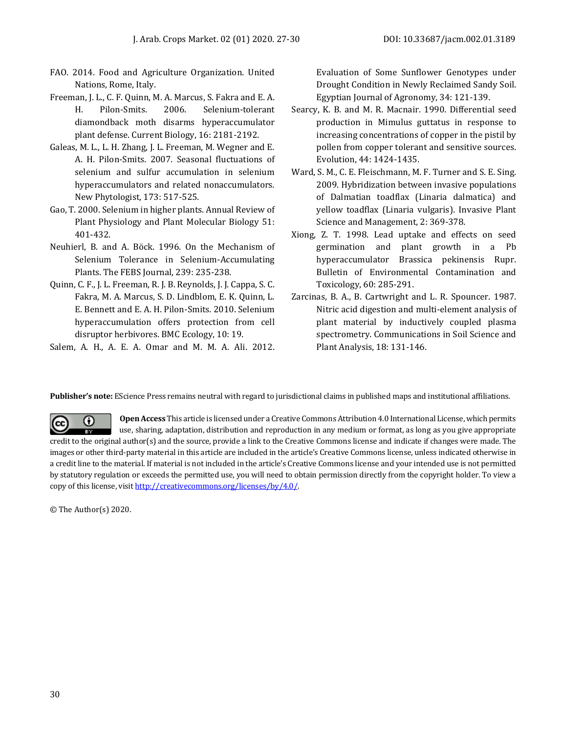FAO. 2014. Food and Agriculture Organization. United Nations, Rome, Italy.

Freeman, J. L., C. F. Quinn, M. A. Marcus, S. Fakra and E. A. H. Pilon-Smits. 2006. Selenium-tolerant diamondback moth disarms hyperaccumulator plant defense. Current Biology, 16: 2181-2192.

Galeas, M. L., L. H. Zhang, J. L. Freeman, M. Wegner and E. A. H. Pilon-Smits. 2007. Seasonal fluctuations of selenium and sulfur accumulation in selenium hyperaccumulators and related nonaccumulators. New Phytologist, 173: 517-525.

Gao, T. 2000. Selenium in higher plants. Annual Review of Plant Physiology and Plant Molecular Biology 51: 401-432.

Neuhierl, B. and A. Böck. 1996. On the Mechanism of Selenium Tolerance in Selenium-Accumulating Plants. The FEBS Journal, 239: 235-238.

Quinn, C. F., J. L. Freeman, R. J. B. Reynolds, J. J. Cappa, S. C. Fakra, M. A. Marcus, S. D. Lindblom, E. K. Quinn, L. E. Bennett and E. A. H. Pilon-Smits. 2010. Selenium hyperaccumulation offers protection from cell disruptor herbivores. BMC Ecology, 10: 19.

Salem, A. H., A. E. A. Omar and M. M. A. Ali. 2012. Evaluation of Some Sunflower Genotypes under Drought Condition in Newly Reclaimed Sandy Soil. Egyptian Journal of Agronomy, 34: 121-139.

Searcy, K. B. and M. R. Macnair. 1990. Differential seed production in Mimulus guttatus in response to increasing concentrations of copper in the pistil by pollen from copper tolerant and sensitive sources. Evolution, 44: 1424-1435.

Ward, S. M., C. E. Fleischmann, M. F. Turner and S. E. Sing. 2009. Hybridization between invasive populations of Dalmatian toadflax (Linaria dalmatica) and yellow toadflax (Linaria vulgaris). Invasive Plant Science and Management, 2: 369-378.

Xiong, Z. T. 1998. Lead uptake and effects on seed germination and plant growth in a Pb hyperaccumulator Brassica pekinensis Rupr. Bulletin of Environmental Contamination and Toxicology, 60: 285-291.

Zarcinas, B. A., B. Cartwright and L. R. Spouncer. 1987. Nitric acid digestion and multi-element analysis of plant material by inductively coupled plasma spectrometry. Communications in Soil Science and Plant Analysis, 18: 131-146.

**Publisher's note:** EScience Press remains neutral with regard to jurisdictional claims in published maps and institutional affiliations.

**Open Access** This article is licensed under a Creative Commons Attribution 4.0 International License, which permits use, sharing, adaptation, distribution and reproduction in any medium or format, as long as you give appropriate credit to the original author(s) and the source, provide a link to the Creative Commons license and indicate if changes were made. The images or other third-party material in this article are included in the article's Creative Commons license, unless indicated otherwise in a credit line to the material. If material is not included in the article's Creative Commons license and your intended use is not permitted by statutory regulation or exceeds the permitted use, you will need to obtain permission directly from the copyright holder. To view a copy of this license, visit http://creativecommons.org/licenses/by/4.0/.

© The Author(s) 2020.